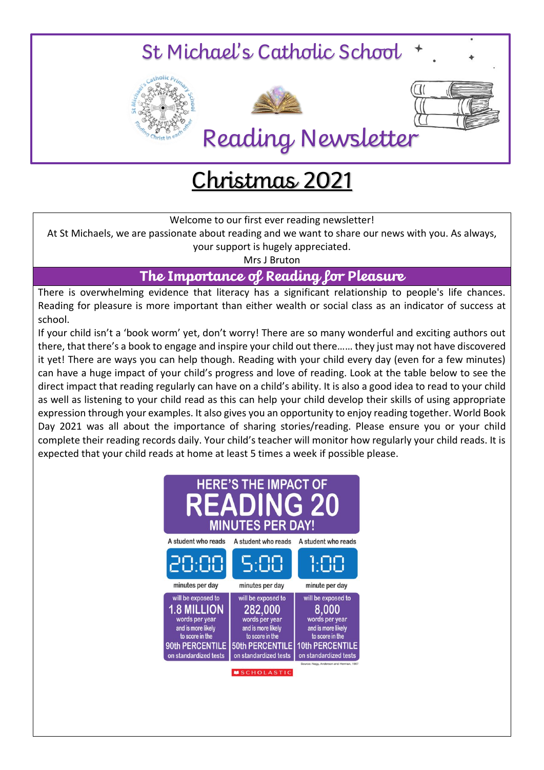# St Michael's Catholic School

# Reading Newsletter

## Christmas 2021

Welcome to our first ever reading newsletter!
At St Michaels, we are passionate about reading and we want to share our news with you. As always, your support is hugely appreciated.
Mrs J Bruton

## The Importance of Reading for Pleasure

There is overwhelming evidence that literacy has a significant relationship to people's life chances. Reading for pleasure is more important than either wealth or social class as an indicator of success at school.

If your child isn't a 'book worm' yet, don't worry! There are so many wonderful and exciting authors out there, that there's a book to engage and inspire your child out there…… they just may not have discovered it yet! There are ways you can help though. Reading with your child every day (even for a few minutes) can have a huge impact of your child's progress and love of reading. Look at the table below to see the direct impact that reading regularly can have on a child's ability. It is also a good idea to read to your child as well as listening to your child read as this can help your child develop their skills of using appropriate expression through your examples. It also gives you an opportunity to enjoy reading together. World Book Day 2021 was all about the importance of sharing stories/reading. Please ensure you or your child complete their reading records daily. Your child's teacher will monitor how regularly your child reads. It is expected that your child reads at home at least 5 times a week if possible please.

### HERE'S THE IMPACT OF READING 20 MINUTES PER DAY!

| A student who reads | A student who reads | A student who reads |
|---|---|---|
| 20:00 minutes per day | 5:00 minutes per day | 1:00 minute per day |
| will be exposed to 1.8 MILLION words per year and is more likely to score in the 90th PERCENTILE on standardized tests | will be exposed to 282,000 words per year and is more likely to score in the 50th PERCENTILE on standardized tests | will be exposed to 8,000 words per year and is more likely to score in the 10th PERCENTILE on standardized tests |

Source: Nagy, Anderson and Herman, 1987

SCHOLASTIC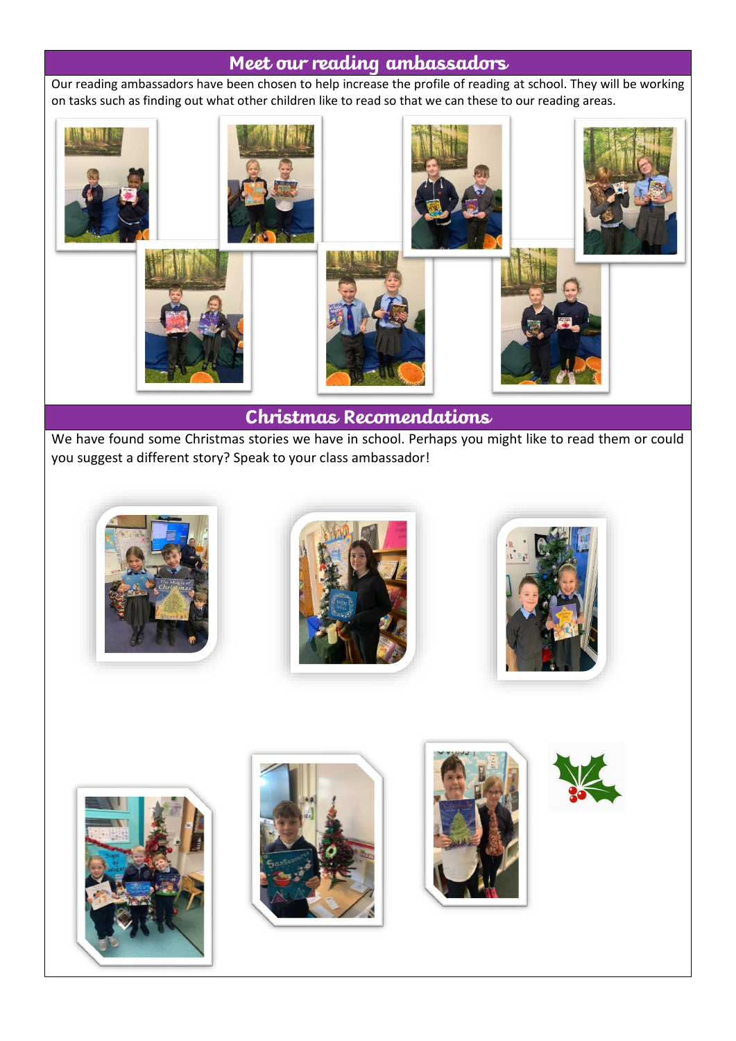## Meet our reading ambassadors

Our reading ambassadors have been chosen to help increase the profile of reading at school. They will be working on tasks such as finding out what other children like to read so that we can these to our reading areas.

## Christmas Recomendations

We have found some Christmas stories we have in school. Perhaps you might like to read them or could you suggest a different story? Speak to your class ambassador!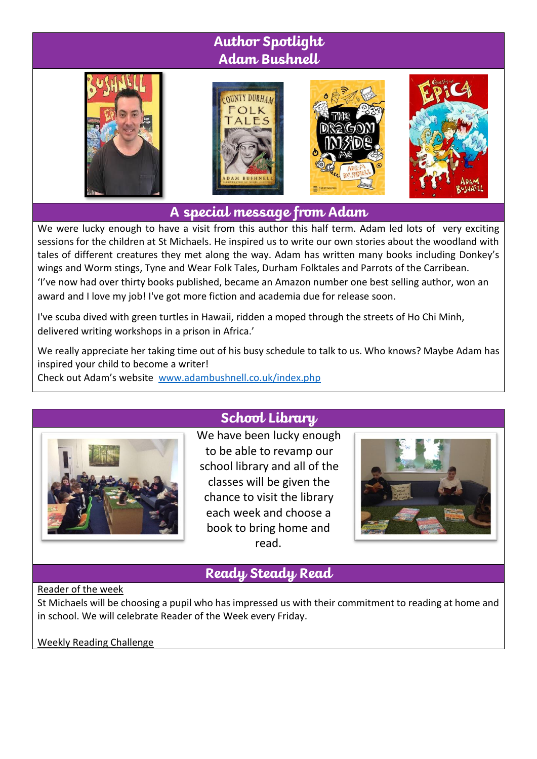## Author Spotlight
## Adam Bushnell

## A special message from Adam

We were lucky enough to have a visit from this author this half term. Adam led lots of very exciting sessions for the children at St Michaels. He inspired us to write our own stories about the woodland with tales of different creatures they met along the way. Adam has written many books including Donkey's wings and Worm stings, Tyne and Wear Folk Tales, Durham Folktales and Parrots of the Carribean.

'I've now had over thirty books published, became an Amazon number one best selling author, won an award and I love my job! I've got more fiction and academia due for release soon.

I've scuba dived with green turtles in Hawaii, ridden a moped through the streets of Ho Chi Minh, delivered writing workshops in a prison in Africa.'

We really appreciate her taking time out of his busy schedule to talk to us. Who knows? Maybe Adam has inspired your child to become a writer!

Check out Adam's website [www.adambushnell.co.uk/index.php](www.adambushnell.co.uk/index.php)

## School Library

We have been lucky enough to be able to revamp our school library and all of the classes will be given the chance to visit the library each week and choose a book to bring home and read.

## Ready Steady Read

Reader of the week

St Michaels will be choosing a pupil who has impressed us with their commitment to reading at home and in school. We will celebrate Reader of the Week every Friday.

Weekly Reading Challenge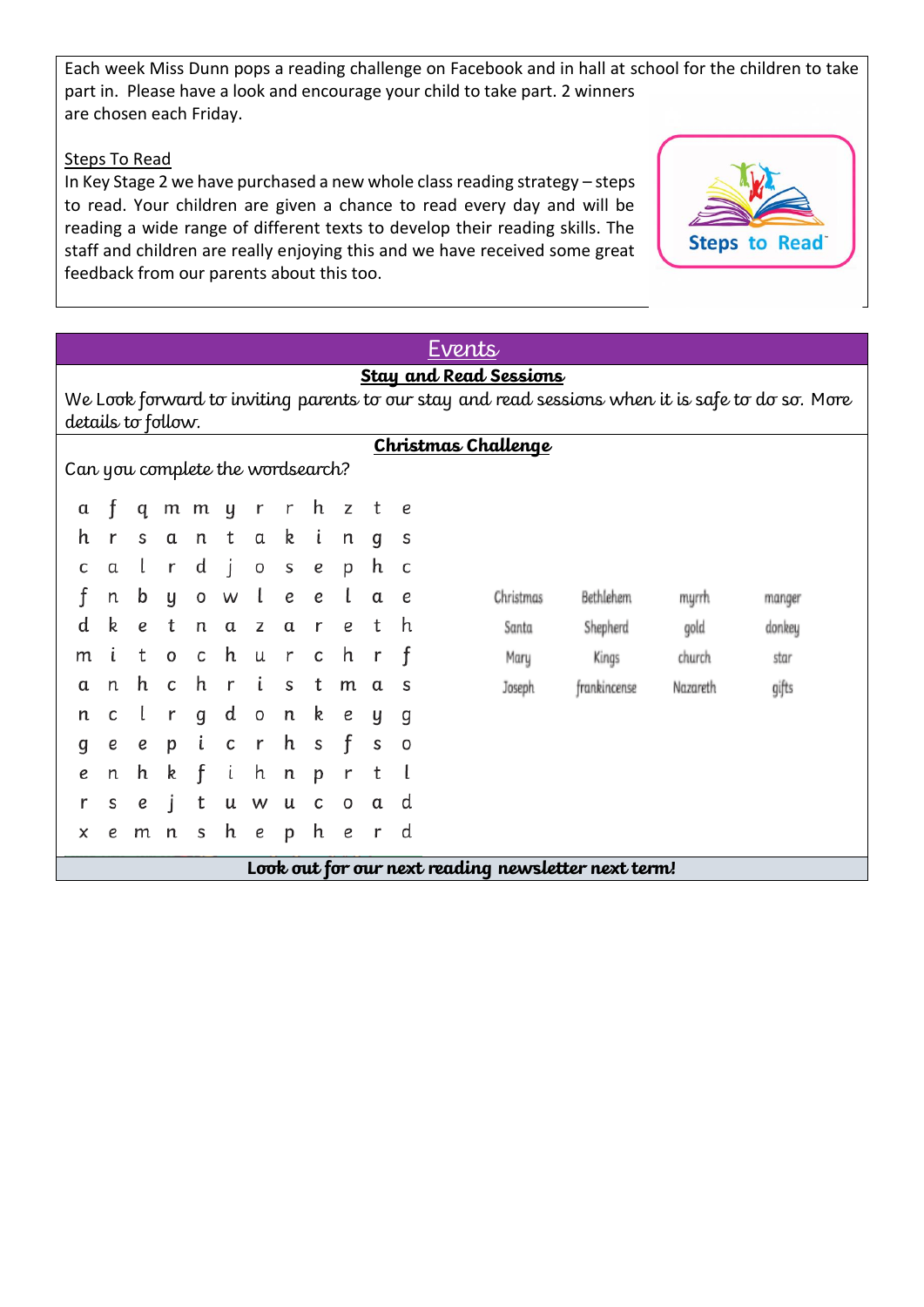Each week Miss Dunn pops a reading challenge on Facebook and in hall at school for the children to take part in. Please have a look and encourage your child to take part. 2 winners are chosen each Friday.

Steps To Read

In Key Stage 2 we have purchased a new whole class reading strategy – steps to read. Your children are given a chance to read every day and will be reading a wide range of different texts to develop their reading skills. The staff and children are really enjoying this and we have received some great feedback from our parents about this too.

Steps to Read

## Events

**Stay and Read Sessions**

We Look forward to inviting parents to our stay and read sessions when it is safe to do so. More details to follow.

**Christmas Challenge**

Can you complete the wordsearch?

| | | | | | | | | | | | |
|---|---|---|---|---|---|---|---|---|---|---|---|
| a | f | q | m | m | y | r | r | h | z | t | e |
| h | r | s | a | n | t | a | k | i | n | g | s |
| c | a | l | r | d | j | o | s | e | p | h | c |
| f | n | b | y | o | w | l | e | e | l | a | e |
| d | k | e | t | n | a | z | a | r | e | t | h |
| m | i | t | o | c | h | u | r | c | h | r | f |
| a | n | h | c | h | r | i | s | t | m | a | s |
| n | c | l | r | g | d | o | n | k | e | y | g |
| g | e | e | p | i | c | r | h | s | f | s | o |
| e | n | h | k | f | i | h | n | p | r | t | l |
| r | s | e | j | t | u | w | u | c | o | a | d |
| x | e | m | n | s | h | e | p | h | e | r | d |

| | | | |
|---|---|---|---|
| Christmas | Bethlehem | myrrh | manger |
| Santa | Shepherd | gold | donkey |
| Mary | Kings | church | star |
| Joseph | frankincense | Nazareth | gifts |

**Look out for our next reading newsletter next term!**